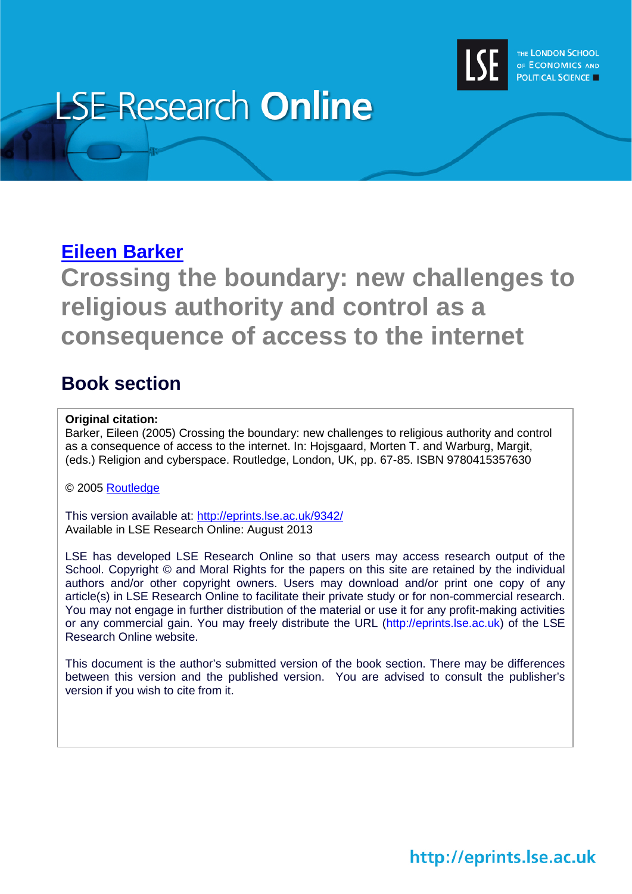# LSE Research Online

THE LONDON SCHOOL OF ECONOMICS AND POLITICAL SCIENCE

## [Eileen Barker](#)

# Crossing the boundary: new challenges to religious authority and control as a consequence of access to the internet

## Book section

**Original citation:**
Barker, Eileen (2005) Crossing the boundary: new challenges to religious authority and control as a consequence of access to the internet. In: Hojsgaard, Morten T. and Warburg, Margit, (eds.) Religion and cyberspace. Routledge, London, UK, pp. 67-85. ISBN 9780415357630

© 2005 Routledge

This version available at: http://eprints.lse.ac.uk/9342/
Available in LSE Research Online: August 2013

LSE has developed LSE Research Online so that users may access research output of the School. Copyright © and Moral Rights for the papers on this site are retained by the individual authors and/or other copyright owners. Users may download and/or print one copy of any article(s) in LSE Research Online to facilitate their private study or for non-commercial research. You may not engage in further distribution of the material or use it for any profit-making activities or any commercial gain. You may freely distribute the URL (http://eprints.lse.ac.uk) of the LSE Research Online website.

This document is the author's submitted version of the book section. There may be differences between this version and the published version. You are advised to consult the publisher's version if you wish to cite from it.

http://eprints.lse.ac.uk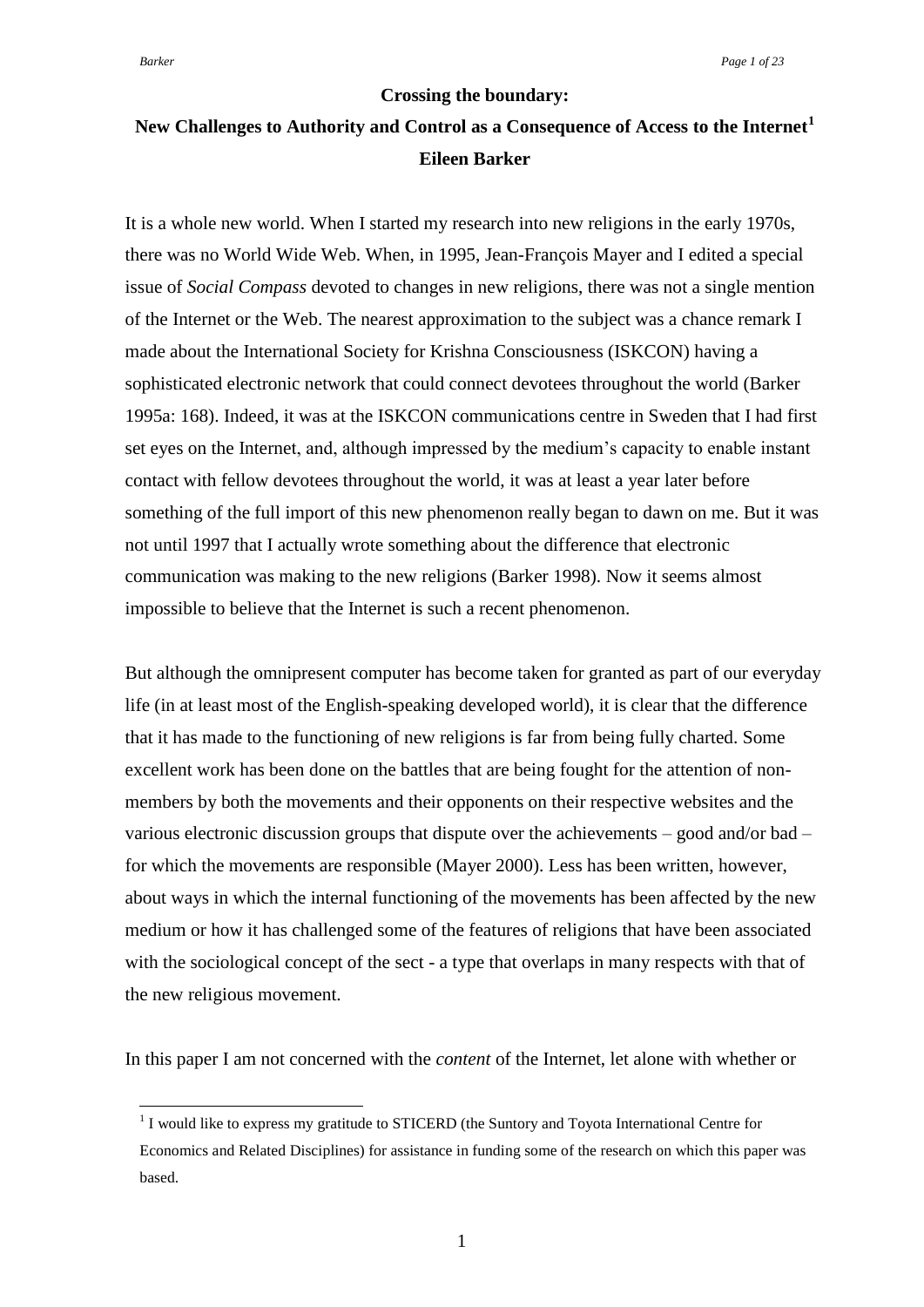**Crossing the boundary:**

# New Challenges to Authority and Control as a Consequence of Access to the Internet[1]

**Eileen Barker**

It is a whole new world. When I started my research into new religions in the early 1970s, there was no World Wide Web. When, in 1995, Jean-François Mayer and I edited a special issue of *Social Compass* devoted to changes in new religions, there was not a single mention of the Internet or the Web. The nearest approximation to the subject was a chance remark I made about the International Society for Krishna Consciousness (ISKCON) having a sophisticated electronic network that could connect devotees throughout the world (Barker 1995a: 168). Indeed, it was at the ISKCON communications centre in Sweden that I had first set eyes on the Internet, and, although impressed by the medium's capacity to enable instant contact with fellow devotees throughout the world, it was at least a year later before something of the full import of this new phenomenon really began to dawn on me. But it was not until 1997 that I actually wrote something about the difference that electronic communication was making to the new religions (Barker 1998). Now it seems almost impossible to believe that the Internet is such a recent phenomenon.

But although the omnipresent computer has become taken for granted as part of our everyday life (in at least most of the English-speaking developed world), it is clear that the difference that it has made to the functioning of new religions is far from being fully charted. Some excellent work has been done on the battles that are being fought for the attention of non-members by both the movements and their opponents on their respective websites and the various electronic discussion groups that dispute over the achievements – good and/or bad – for which the movements are responsible (Mayer 2000). Less has been written, however, about ways in which the internal functioning of the movements has been affected by the new medium or how it has challenged some of the features of religions that have been associated with the sociological concept of the sect - a type that overlaps in many respects with that of the new religious movement.

In this paper I am not concerned with the *content* of the Internet, let alone with whether or

[1] I would like to express my gratitude to STICERD (the Suntory and Toyota International Centre for Economics and Related Disciplines) for assistance in funding some of the research on which this paper was based.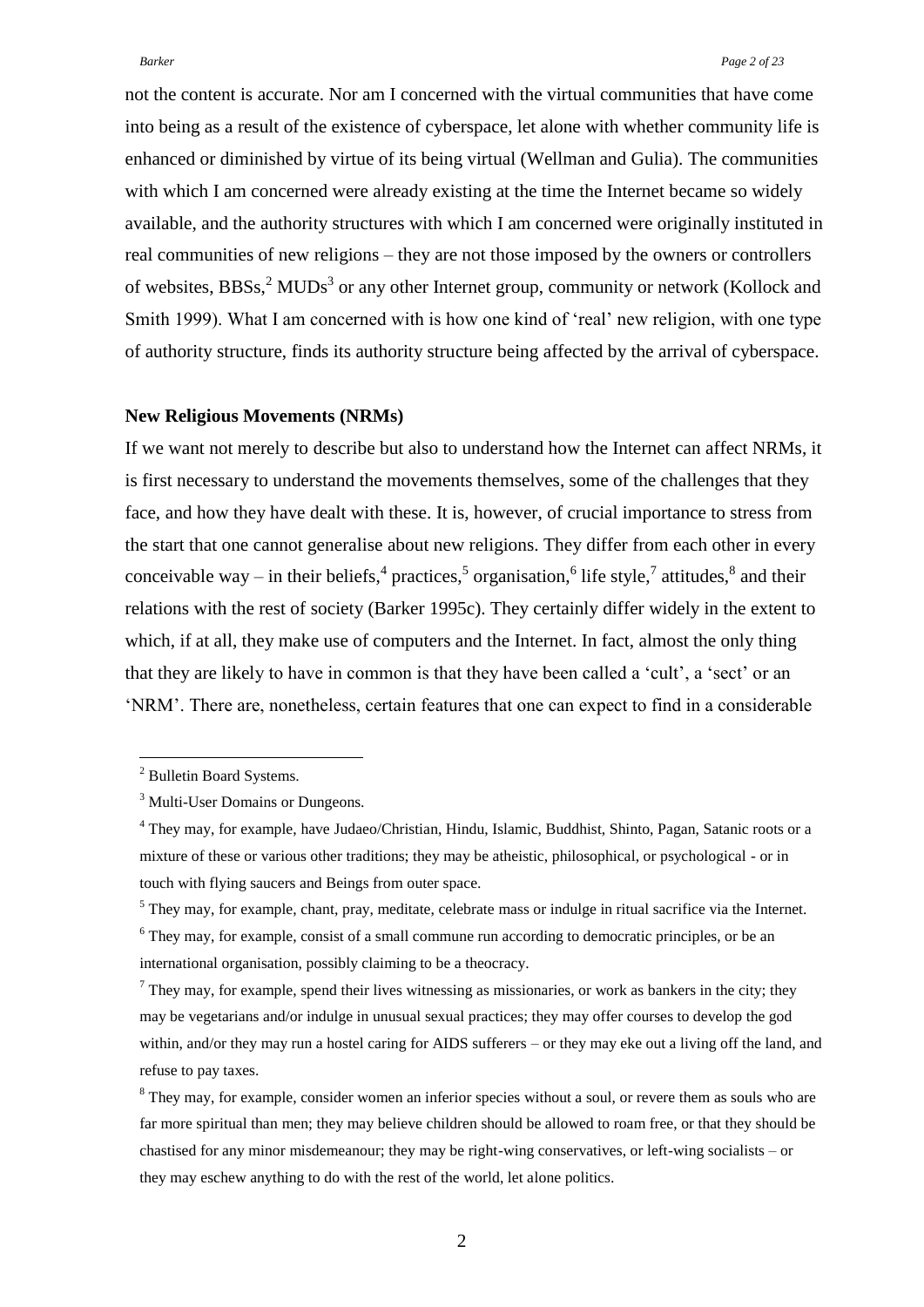not the content is accurate. Nor am I concerned with the virtual communities that have come into being as a result of the existence of cyberspace, let alone with whether community life is enhanced or diminished by virtue of its being virtual (Wellman and Gulia). The communities with which I am concerned were already existing at the time the Internet became so widely available, and the authority structures with which I am concerned were originally instituted in real communities of new religions – they are not those imposed by the owners or controllers of websites, BBSs,[2] MUDs[3] or any other Internet group, community or network (Kollock and Smith 1999). What I am concerned with is how one kind of 'real' new religion, with one type of authority structure, finds its authority structure being affected by the arrival of cyberspace.

**New Religious Movements (NRMs)**

If we want not merely to describe but also to understand how the Internet can affect NRMs, it is first necessary to understand the movements themselves, some of the challenges that they face, and how they have dealt with these. It is, however, of crucial importance to stress from the start that one cannot generalise about new religions. They differ from each other in every conceivable way – in their beliefs,[4] practices,[5] organisation,[6] life style,[7] attitudes,[8] and their relations with the rest of society (Barker 1995c). They certainly differ widely in the extent to which, if at all, they make use of computers and the Internet. In fact, almost the only thing that they are likely to have in common is that they have been called a 'cult', a 'sect' or an 'NRM'. There are, nonetheless, certain features that one can expect to find in a considerable

---

[2] Bulletin Board Systems.

[3] Multi-User Domains or Dungeons.

[4] They may, for example, have Judaeo/Christian, Hindu, Islamic, Buddhist, Shinto, Pagan, Satanic roots or a mixture of these or various other traditions; they may be atheistic, philosophical, or psychological - or in touch with flying saucers and Beings from outer space.

[5] They may, for example, chant, pray, meditate, celebrate mass or indulge in ritual sacrifice via the Internet.

[6] They may, for example, consist of a small commune run according to democratic principles, or be an international organisation, possibly claiming to be a theocracy.

[7] They may, for example, spend their lives witnessing as missionaries, or work as bankers in the city; they may be vegetarians and/or indulge in unusual sexual practices; they may offer courses to develop the god within, and/or they may run a hostel caring for AIDS sufferers – or they may eke out a living off the land, and refuse to pay taxes.

[8] They may, for example, consider women an inferior species without a soul, or revere them as souls who are far more spiritual than men; they may believe children should be allowed to roam free, or that they should be chastised for any minor misdemeanour; they may be right-wing conservatives, or left-wing socialists – or they may eschew anything to do with the rest of the world, let alone politics.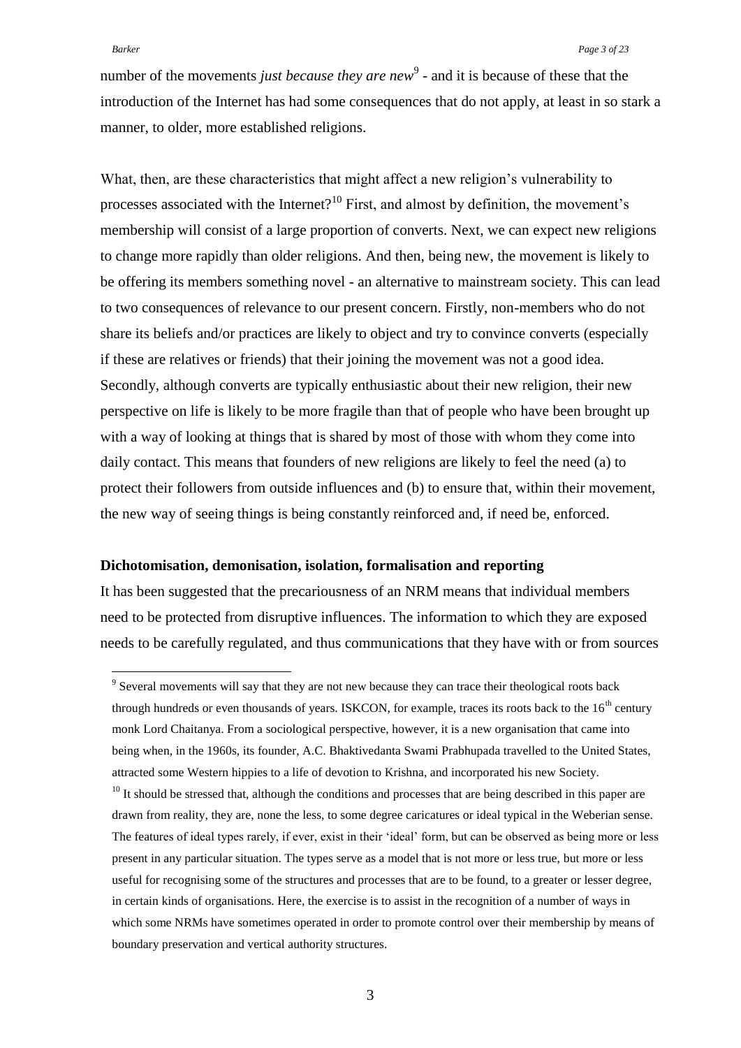number of the movements *just because they are new*[9] - and it is because of these that the introduction of the Internet has had some consequences that do not apply, at least in so stark a manner, to older, more established religions.

What, then, are these characteristics that might affect a new religion's vulnerability to processes associated with the Internet?[10] First, and almost by definition, the movement's membership will consist of a large proportion of converts. Next, we can expect new religions to change more rapidly than older religions. And then, being new, the movement is likely to be offering its members something novel - an alternative to mainstream society. This can lead to two consequences of relevance to our present concern. Firstly, non-members who do not share its beliefs and/or practices are likely to object and try to convince converts (especially if these are relatives or friends) that their joining the movement was not a good idea. Secondly, although converts are typically enthusiastic about their new religion, their new perspective on life is likely to be more fragile than that of people who have been brought up with a way of looking at things that is shared by most of those with whom they come into daily contact. This means that founders of new religions are likely to feel the need (a) to protect their followers from outside influences and (b) to ensure that, within their movement, the new way of seeing things is being constantly reinforced and, if need be, enforced.

### Dichotomisation, demonisation, isolation, formalisation and reporting

It has been suggested that the precariousness of an NRM means that individual members need to be protected from disruptive influences. The information to which they are exposed needs to be carefully regulated, and thus communications that they have with or from sources

---

[9] Several movements will say that they are not new because they can trace their theological roots back through hundreds or even thousands of years. ISKCON, for example, traces its roots back to the 16th century monk Lord Chaitanya. From a sociological perspective, however, it is a new organisation that came into being when, in the 1960s, its founder, A.C. Bhaktivedanta Swami Prabhupada travelled to the United States, attracted some Western hippies to a life of devotion to Krishna, and incorporated his new Society.

[10] It should be stressed that, although the conditions and processes that are being described in this paper are drawn from reality, they are, none the less, to some degree caricatures or ideal typical in the Weberian sense. The features of ideal types rarely, if ever, exist in their 'ideal' form, but can be observed as being more or less present in any particular situation. The types serve as a model that is not more or less true, but more or less useful for recognising some of the structures and processes that are to be found, to a greater or lesser degree, in certain kinds of organisations. Here, the exercise is to assist in the recognition of a number of ways in which some NRMs have sometimes operated in order to promote control over their membership by means of boundary preservation and vertical authority structures.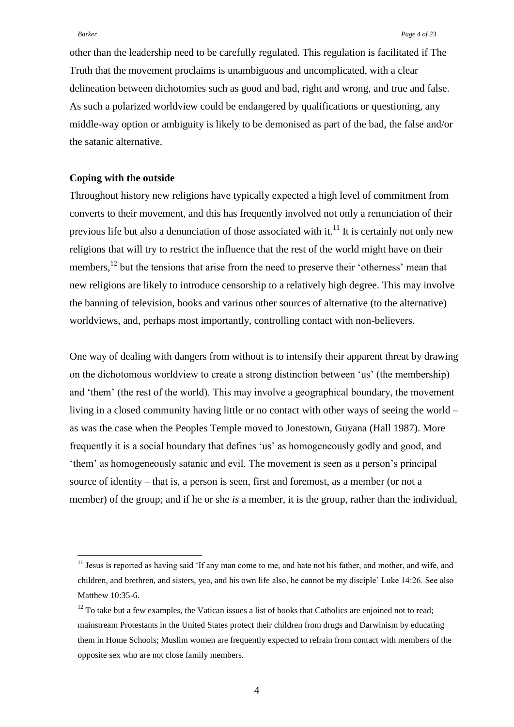other than the leadership need to be carefully regulated. This regulation is facilitated if The Truth that the movement proclaims is unambiguous and uncomplicated, with a clear delineation between dichotomies such as good and bad, right and wrong, and true and false. As such a polarized worldview could be endangered by qualifications or questioning, any middle-way option or ambiguity is likely to be demonised as part of the bad, the false and/or the satanic alternative.

**Coping with the outside**

Throughout history new religions have typically expected a high level of commitment from converts to their movement, and this has frequently involved not only a renunciation of their previous life but also a denunciation of those associated with it.[11] It is certainly not only new religions that will try to restrict the influence that the rest of the world might have on their members,[12] but the tensions that arise from the need to preserve their 'otherness' mean that new religions are likely to introduce censorship to a relatively high degree. This may involve the banning of television, books and various other sources of alternative (to the alternative) worldviews, and, perhaps most importantly, controlling contact with non-believers.

One way of dealing with dangers from without is to intensify their apparent threat by drawing on the dichotomous worldview to create a strong distinction between 'us' (the membership) and 'them' (the rest of the world). This may involve a geographical boundary, the movement living in a closed community having little or no contact with other ways of seeing the world – as was the case when the Peoples Temple moved to Jonestown, Guyana (Hall 1987). More frequently it is a social boundary that defines 'us' as homogeneously godly and good, and 'them' as homogeneously satanic and evil. The movement is seen as a person's principal source of identity – that is, a person is seen, first and foremost, as a member (or not a member) of the group; and if he or she *is* a member, it is the group, rather than the individual,

---

[11] Jesus is reported as having said 'If any man come to me, and hate not his father, and mother, and wife, and children, and brethren, and sisters, yea, and his own life also, he cannot be my disciple' Luke 14:26. See also Matthew 10:35-6.

[12] To take but a few examples, the Vatican issues a list of books that Catholics are enjoined not to read; mainstream Protestants in the United States protect their children from drugs and Darwinism by educating them in Home Schools; Muslim women are frequently expected to refrain from contact with members of the opposite sex who are not close family members.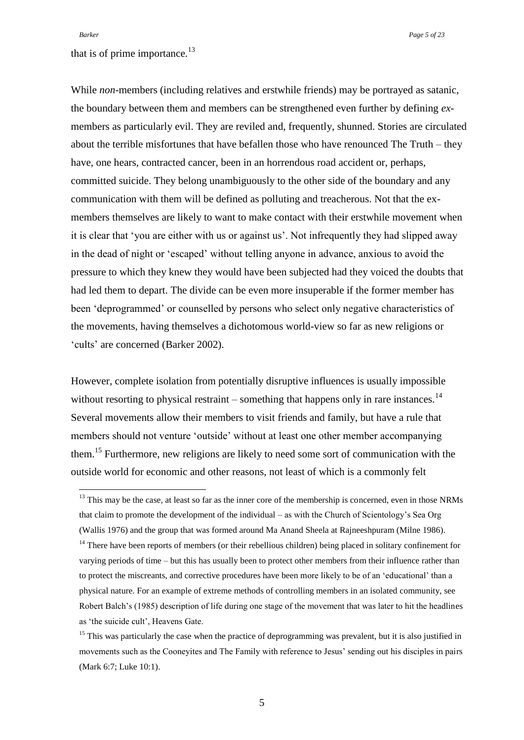that is of prime importance.[13]

While *non*-members (including relatives and erstwhile friends) may be portrayed as satanic, the boundary between them and members can be strengthened even further by defining *ex*-members as particularly evil. They are reviled and, frequently, shunned. Stories are circulated about the terrible misfortunes that have befallen those who have renounced The Truth – they have, one hears, contracted cancer, been in an horrendous road accident or, perhaps, committed suicide. They belong unambiguously to the other side of the boundary and any communication with them will be defined as polluting and treacherous. Not that the ex-members themselves are likely to want to make contact with their erstwhile movement when it is clear that 'you are either with us or against us'. Not infrequently they had slipped away in the dead of night or 'escaped' without telling anyone in advance, anxious to avoid the pressure to which they knew they would have been subjected had they voiced the doubts that had led them to depart. The divide can be even more insuperable if the former member has been 'deprogrammed' or counselled by persons who select only negative characteristics of the movements, having themselves a dichotomous world-view so far as new religions or 'cults' are concerned (Barker 2002).

However, complete isolation from potentially disruptive influences is usually impossible without resorting to physical restraint – something that happens only in rare instances.[14] Several movements allow their members to visit friends and family, but have a rule that members should not venture 'outside' without at least one other member accompanying them.[15] Furthermore, new religions are likely to need some sort of communication with the outside world for economic and other reasons, not least of which is a commonly felt

---

[13] This may be the case, at least so far as the inner core of the membership is concerned, even in those NRMs that claim to promote the development of the individual – as with the Church of Scientology's Sea Org (Wallis 1976) and the group that was formed around Ma Anand Sheela at Rajneeshpuram (Milne 1986).

[14] There have been reports of members (or their rebellious children) being placed in solitary confinement for varying periods of time – but this has usually been to protect other members from their influence rather than to protect the miscreants, and corrective procedures have been more likely to be of an 'educational' than a physical nature. For an example of extreme methods of controlling members in an isolated community, see Robert Balch's (1985) description of life during one stage of the movement that was later to hit the headlines as 'the suicide cult', Heavens Gate.

[15] This was particularly the case when the practice of deprogramming was prevalent, but it is also justified in movements such as the Cooneyites and The Family with reference to Jesus' sending out his disciples in pairs (Mark 6:7; Luke 10:1).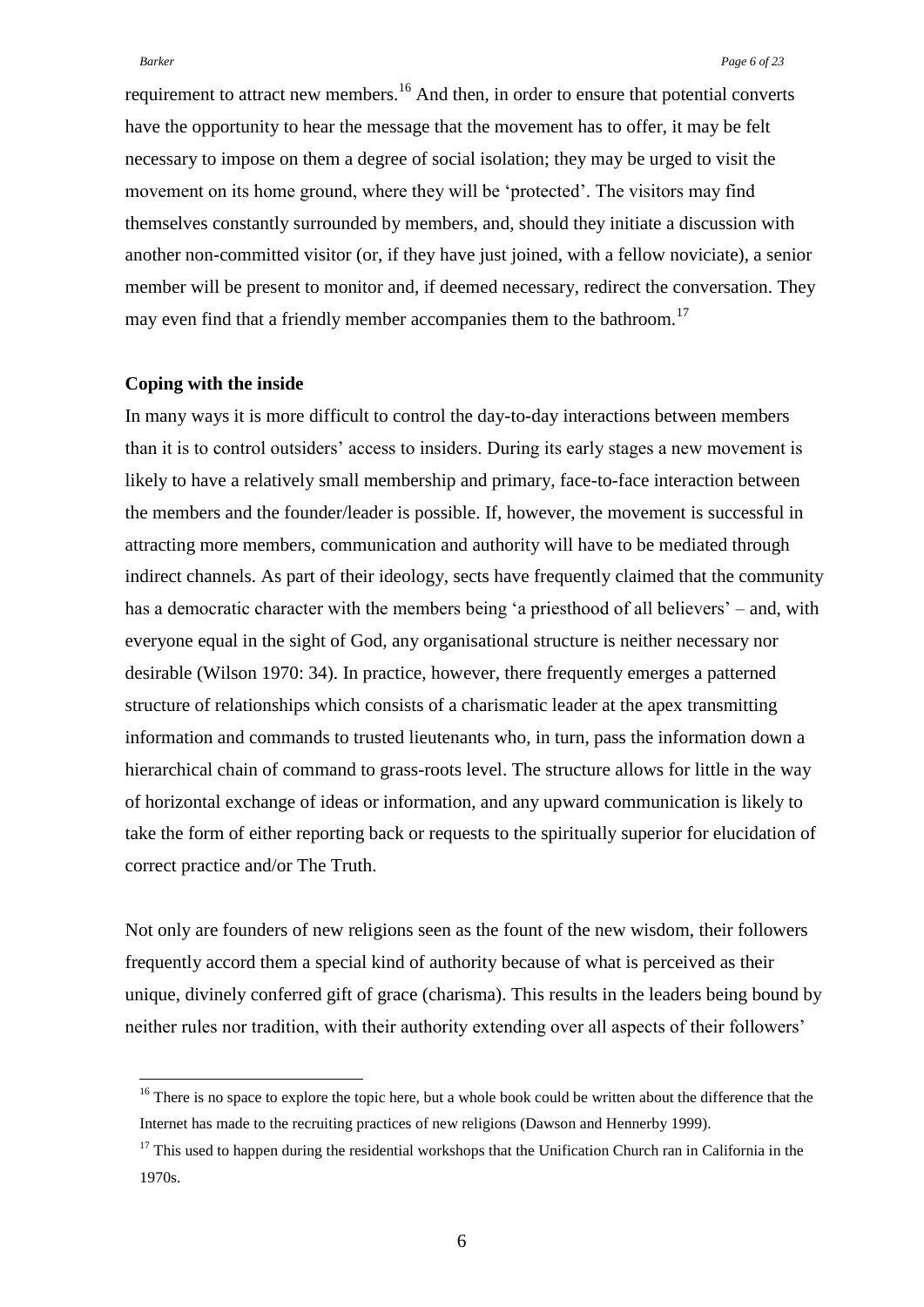requirement to attract new members.[16] And then, in order to ensure that potential converts have the opportunity to hear the message that the movement has to offer, it may be felt necessary to impose on them a degree of social isolation; they may be urged to visit the movement on its home ground, where they will be 'protected'. The visitors may find themselves constantly surrounded by members, and, should they initiate a discussion with another non-committed visitor (or, if they have just joined, with a fellow noviciate), a senior member will be present to monitor and, if deemed necessary, redirect the conversation. They may even find that a friendly member accompanies them to the bathroom.[17]

**Coping with the inside**

In many ways it is more difficult to control the day-to-day interactions between members than it is to control outsiders' access to insiders. During its early stages a new movement is likely to have a relatively small membership and primary, face-to-face interaction between the members and the founder/leader is possible. If, however, the movement is successful in attracting more members, communication and authority will have to be mediated through indirect channels. As part of their ideology, sects have frequently claimed that the community has a democratic character with the members being 'a priesthood of all believers' – and, with everyone equal in the sight of God, any organisational structure is neither necessary nor desirable (Wilson 1970: 34). In practice, however, there frequently emerges a patterned structure of relationships which consists of a charismatic leader at the apex transmitting information and commands to trusted lieutenants who, in turn, pass the information down a hierarchical chain of command to grass-roots level. The structure allows for little in the way of horizontal exchange of ideas or information, and any upward communication is likely to take the form of either reporting back or requests to the spiritually superior for elucidation of correct practice and/or The Truth.

Not only are founders of new religions seen as the fount of the new wisdom, their followers frequently accord them a special kind of authority because of what is perceived as their unique, divinely conferred gift of grace (charisma). This results in the leaders being bound by neither rules nor tradition, with their authority extending over all aspects of their followers'

---

[16] There is no space to explore the topic here, but a whole book could be written about the difference that the Internet has made to the recruiting practices of new religions (Dawson and Hennerby 1999).

[17] This used to happen during the residential workshops that the Unification Church ran in California in the 1970s.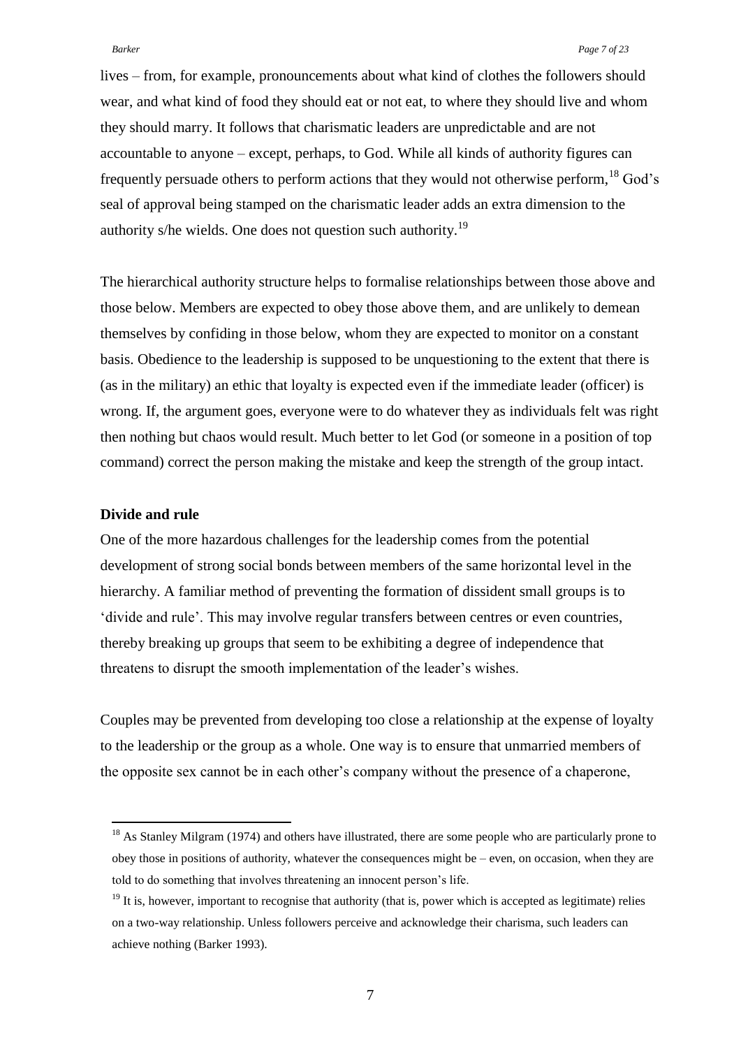lives – from, for example, pronouncements about what kind of clothes the followers should wear, and what kind of food they should eat or not eat, to where they should live and whom they should marry. It follows that charismatic leaders are unpredictable and are not accountable to anyone – except, perhaps, to God. While all kinds of authority figures can frequently persuade others to perform actions that they would not otherwise perform,[18] God's seal of approval being stamped on the charismatic leader adds an extra dimension to the authority s/he wields. One does not question such authority.[19]

The hierarchical authority structure helps to formalise relationships between those above and those below. Members are expected to obey those above them, and are unlikely to demean themselves by confiding in those below, whom they are expected to monitor on a constant basis. Obedience to the leadership is supposed to be unquestioning to the extent that there is (as in the military) an ethic that loyalty is expected even if the immediate leader (officer) is wrong. If, the argument goes, everyone were to do whatever they as individuals felt was right then nothing but chaos would result. Much better to let God (or someone in a position of top command) correct the person making the mistake and keep the strength of the group intact.

**Divide and rule**

One of the more hazardous challenges for the leadership comes from the potential development of strong social bonds between members of the same horizontal level in the hierarchy. A familiar method of preventing the formation of dissident small groups is to 'divide and rule'. This may involve regular transfers between centres or even countries, thereby breaking up groups that seem to be exhibiting a degree of independence that threatens to disrupt the smooth implementation of the leader's wishes.

Couples may be prevented from developing too close a relationship at the expense of loyalty to the leadership or the group as a whole. One way is to ensure that unmarried members of the opposite sex cannot be in each other's company without the presence of a chaperone,

---

[18] As Stanley Milgram (1974) and others have illustrated, there are some people who are particularly prone to obey those in positions of authority, whatever the consequences might be – even, on occasion, when they are told to do something that involves threatening an innocent person's life.

[19] It is, however, important to recognise that authority (that is, power which is accepted as legitimate) relies on a two-way relationship. Unless followers perceive and acknowledge their charisma, such leaders can achieve nothing (Barker 1993).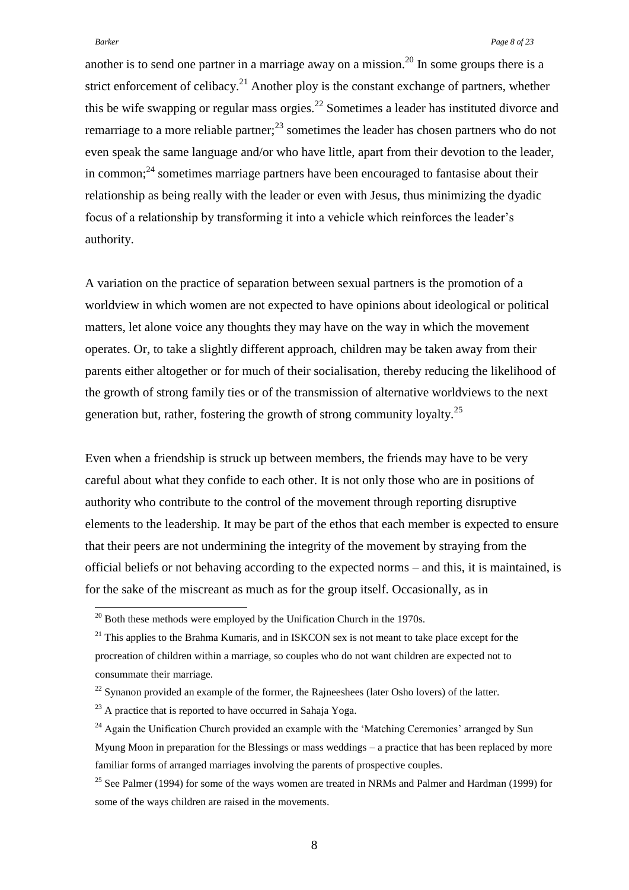another is to send one partner in a marriage away on a mission.[20] In some groups there is a strict enforcement of celibacy.[21] Another ploy is the constant exchange of partners, whether this be wife swapping or regular mass orgies.[22] Sometimes a leader has instituted divorce and remarriage to a more reliable partner;[23] sometimes the leader has chosen partners who do not even speak the same language and/or who have little, apart from their devotion to the leader, in common;[24] sometimes marriage partners have been encouraged to fantasise about their relationship as being really with the leader or even with Jesus, thus minimizing the dyadic focus of a relationship by transforming it into a vehicle which reinforces the leader's authority.

A variation on the practice of separation between sexual partners is the promotion of a worldview in which women are not expected to have opinions about ideological or political matters, let alone voice any thoughts they may have on the way in which the movement operates. Or, to take a slightly different approach, children may be taken away from their parents either altogether or for much of their socialisation, thereby reducing the likelihood of the growth of strong family ties or of the transmission of alternative worldviews to the next generation but, rather, fostering the growth of strong community loyalty.[25]

Even when a friendship is struck up between members, the friends may have to be very careful about what they confide to each other. It is not only those who are in positions of authority who contribute to the control of the movement through reporting disruptive elements to the leadership. It may be part of the ethos that each member is expected to ensure that their peers are not undermining the integrity of the movement by straying from the official beliefs or not behaving according to the expected norms – and this, it is maintained, is for the sake of the miscreant as much as for the group itself. Occasionally, as in

---

[20] Both these methods were employed by the Unification Church in the 1970s.

[21] This applies to the Brahma Kumaris, and in ISKCON sex is not meant to take place except for the procreation of children within a marriage, so couples who do not want children are expected not to consummate their marriage.

[22] Synanon provided an example of the former, the Rajneeshees (later Osho lovers) of the latter.

[23] A practice that is reported to have occurred in Sahaja Yoga.

[24] Again the Unification Church provided an example with the 'Matching Ceremonies' arranged by Sun Myung Moon in preparation for the Blessings or mass weddings – a practice that has been replaced by more familiar forms of arranged marriages involving the parents of prospective couples.

[25] See Palmer (1994) for some of the ways women are treated in NRMs and Palmer and Hardman (1999) for some of the ways children are raised in the movements.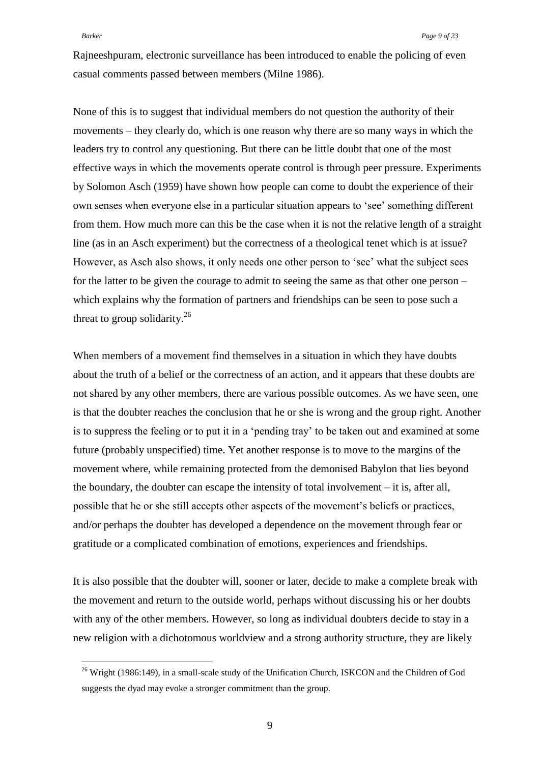Rajneeshpuram, electronic surveillance has been introduced to enable the policing of even casual comments passed between members (Milne 1986).

None of this is to suggest that individual members do not question the authority of their movements – they clearly do, which is one reason why there are so many ways in which the leaders try to control any questioning. But there can be little doubt that one of the most effective ways in which the movements operate control is through peer pressure. Experiments by Solomon Asch (1959) have shown how people can come to doubt the experience of their own senses when everyone else in a particular situation appears to 'see' something different from them. How much more can this be the case when it is not the relative length of a straight line (as in an Asch experiment) but the correctness of a theological tenet which is at issue? However, as Asch also shows, it only needs one other person to 'see' what the subject sees for the latter to be given the courage to admit to seeing the same as that other one person – which explains why the formation of partners and friendships can be seen to pose such a threat to group solidarity.[26]

When members of a movement find themselves in a situation in which they have doubts about the truth of a belief or the correctness of an action, and it appears that these doubts are not shared by any other members, there are various possible outcomes. As we have seen, one is that the doubter reaches the conclusion that he or she is wrong and the group right. Another is to suppress the feeling or to put it in a 'pending tray' to be taken out and examined at some future (probably unspecified) time. Yet another response is to move to the margins of the movement where, while remaining protected from the demonised Babylon that lies beyond the boundary, the doubter can escape the intensity of total involvement – it is, after all, possible that he or she still accepts other aspects of the movement's beliefs or practices, and/or perhaps the doubter has developed a dependence on the movement through fear or gratitude or a complicated combination of emotions, experiences and friendships.

It is also possible that the doubter will, sooner or later, decide to make a complete break with the movement and return to the outside world, perhaps without discussing his or her doubts with any of the other members. However, so long as individual doubters decide to stay in a new religion with a dichotomous worldview and a strong authority structure, they are likely

[26] Wright (1986:149), in a small-scale study of the Unification Church, ISKCON and the Children of God suggests the dyad may evoke a stronger commitment than the group.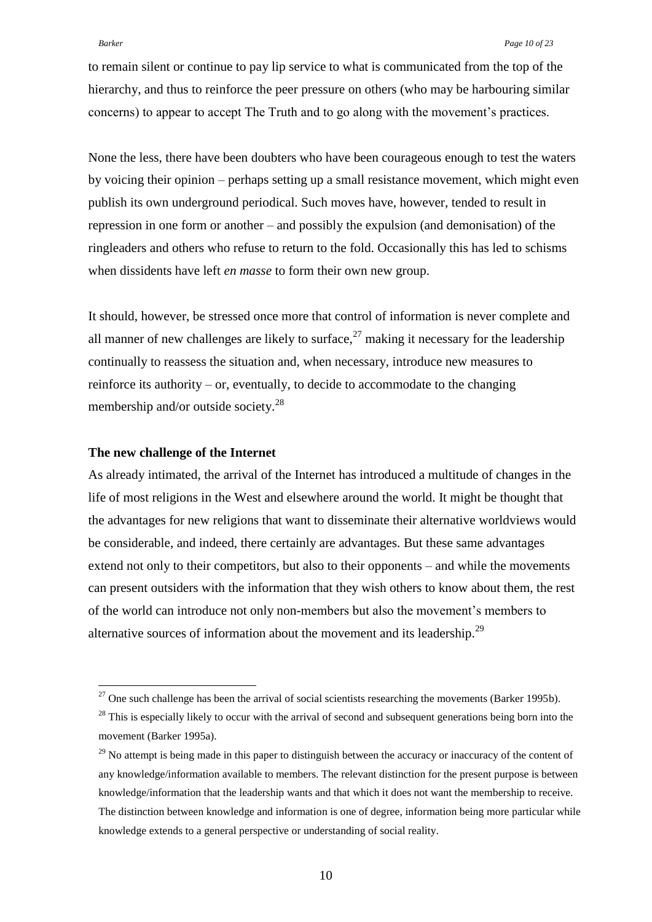to remain silent or continue to pay lip service to what is communicated from the top of the hierarchy, and thus to reinforce the peer pressure on others (who may be harbouring similar concerns) to appear to accept The Truth and to go along with the movement's practices.

None the less, there have been doubters who have been courageous enough to test the waters by voicing their opinion – perhaps setting up a small resistance movement, which might even publish its own underground periodical. Such moves have, however, tended to result in repression in one form or another – and possibly the expulsion (and demonisation) of the ringleaders and others who refuse to return to the fold. Occasionally this has led to schisms when dissidents have left *en masse* to form their own new group.

It should, however, be stressed once more that control of information is never complete and all manner of new challenges are likely to surface,[27] making it necessary for the leadership continually to reassess the situation and, when necessary, introduce new measures to reinforce its authority – or, eventually, to decide to accommodate to the changing membership and/or outside society.[28]

**The new challenge of the Internet**

As already intimated, the arrival of the Internet has introduced a multitude of changes in the life of most religions in the West and elsewhere around the world. It might be thought that the advantages for new religions that want to disseminate their alternative worldviews would be considerable, and indeed, there certainly are advantages. But these same advantages extend not only to their competitors, but also to their opponents – and while the movements can present outsiders with the information that they wish others to know about them, the rest of the world can introduce not only non-members but also the movement's members to alternative sources of information about the movement and its leadership.[29]

[27] One such challenge has been the arrival of social scientists researching the movements (Barker 1995b).

[28] This is especially likely to occur with the arrival of second and subsequent generations being born into the movement (Barker 1995a).

[29] No attempt is being made in this paper to distinguish between the accuracy or inaccuracy of the content of any knowledge/information available to members. The relevant distinction for the present purpose is between knowledge/information that the leadership wants and that which it does not want the membership to receive. The distinction between knowledge and information is one of degree, information being more particular while knowledge extends to a general perspective or understanding of social reality.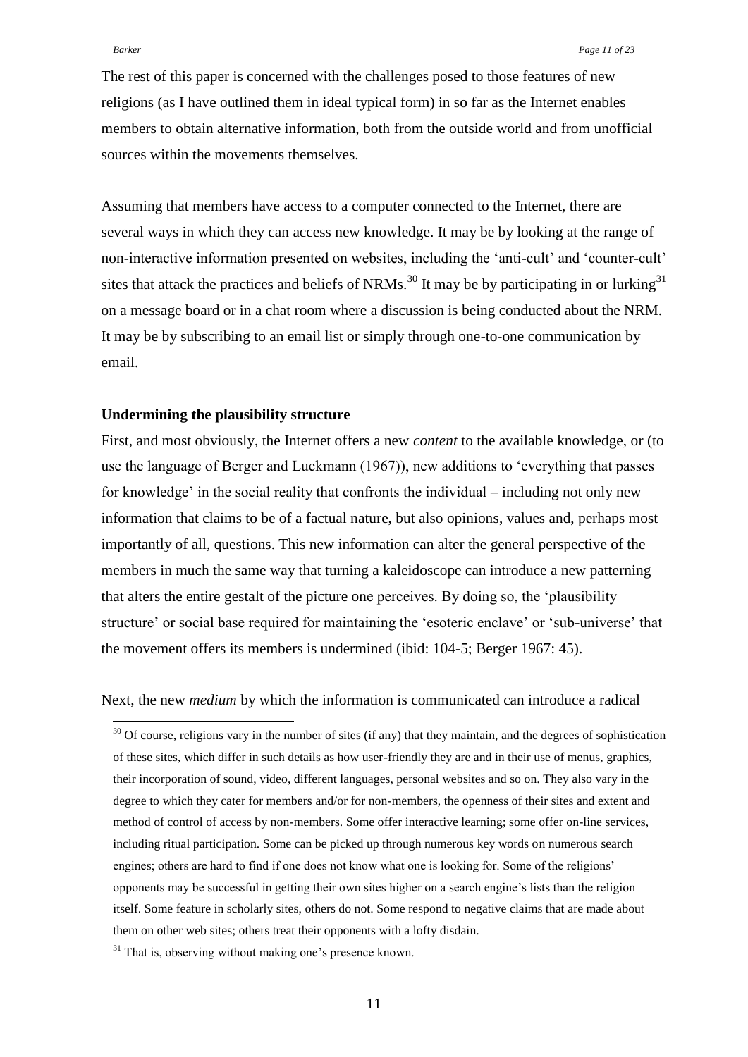The rest of this paper is concerned with the challenges posed to those features of new religions (as I have outlined them in ideal typical form) in so far as the Internet enables members to obtain alternative information, both from the outside world and from unofficial sources within the movements themselves.

Assuming that members have access to a computer connected to the Internet, there are several ways in which they can access new knowledge. It may be by looking at the range of non-interactive information presented on websites, including the 'anti-cult' and 'counter-cult' sites that attack the practices and beliefs of NRMs.[30] It may be by participating in or lurking[31] on a message board or in a chat room where a discussion is being conducted about the NRM. It may be by subscribing to an email list or simply through one-to-one communication by email.

**Undermining the plausibility structure**

First, and most obviously, the Internet offers a new *content* to the available knowledge, or (to use the language of Berger and Luckmann (1967)), new additions to 'everything that passes for knowledge' in the social reality that confronts the individual – including not only new information that claims to be of a factual nature, but also opinions, values and, perhaps most importantly of all, questions. This new information can alter the general perspective of the members in much the same way that turning a kaleidoscope can introduce a new patterning that alters the entire gestalt of the picture one perceives. By doing so, the 'plausibility structure' or social base required for maintaining the 'esoteric enclave' or 'sub-universe' that the movement offers its members is undermined (ibid: 104-5; Berger 1967: 45).

Next, the new *medium* by which the information is communicated can introduce a radical

[30] Of course, religions vary in the number of sites (if any) that they maintain, and the degrees of sophistication of these sites, which differ in such details as how user-friendly they are and in their use of menus, graphics, their incorporation of sound, video, different languages, personal websites and so on. They also vary in the degree to which they cater for members and/or for non-members, the openness of their sites and extent and method of control of access by non-members. Some offer interactive learning; some offer on-line services, including ritual participation. Some can be picked up through numerous key words on numerous search engines; others are hard to find if one does not know what one is looking for. Some of the religions' opponents may be successful in getting their own sites higher on a search engine's lists than the religion itself. Some feature in scholarly sites, others do not. Some respond to negative claims that are made about them on other web sites; others treat their opponents with a lofty disdain.

[31] That is, observing without making one's presence known.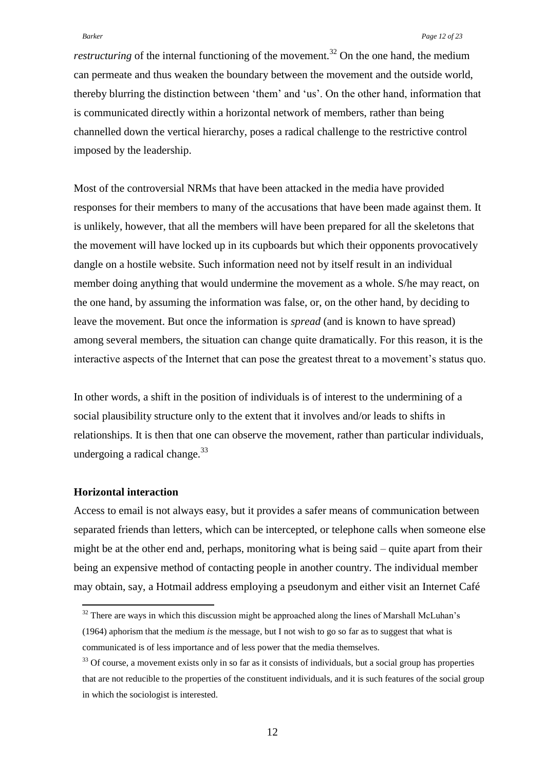*restructuring* of the internal functioning of the movement.[32] On the one hand, the medium can permeate and thus weaken the boundary between the movement and the outside world, thereby blurring the distinction between 'them' and 'us'. On the other hand, information that is communicated directly within a horizontal network of members, rather than being channelled down the vertical hierarchy, poses a radical challenge to the restrictive control imposed by the leadership.

Most of the controversial NRMs that have been attacked in the media have provided responses for their members to many of the accusations that have been made against them. It is unlikely, however, that all the members will have been prepared for all the skeletons that the movement will have locked up in its cupboards but which their opponents provocatively dangle on a hostile website. Such information need not by itself result in an individual member doing anything that would undermine the movement as a whole. S/he may react, on the one hand, by assuming the information was false, or, on the other hand, by deciding to leave the movement. But once the information is *spread* (and is known to have spread) among several members, the situation can change quite dramatically. For this reason, it is the interactive aspects of the Internet that can pose the greatest threat to a movement's status quo.

In other words, a shift in the position of individuals is of interest to the undermining of a social plausibility structure only to the extent that it involves and/or leads to shifts in relationships. It is then that one can observe the movement, rather than particular individuals, undergoing a radical change.[33]

**Horizontal interaction**

Access to email is not always easy, but it provides a safer means of communication between separated friends than letters, which can be intercepted, or telephone calls when someone else might be at the other end and, perhaps, monitoring what is being said – quite apart from their being an expensive method of contacting people in another country. The individual member may obtain, say, a Hotmail address employing a pseudonym and either visit an Internet Café

---

[32] There are ways in which this discussion might be approached along the lines of Marshall McLuhan's (1964) aphorism that the medium *is* the message, but I not wish to go so far as to suggest that what is communicated is of less importance and of less power that the media themselves.

[33] Of course, a movement exists only in so far as it consists of individuals, but a social group has properties that are not reducible to the properties of the constituent individuals, and it is such features of the social group in which the sociologist is interested.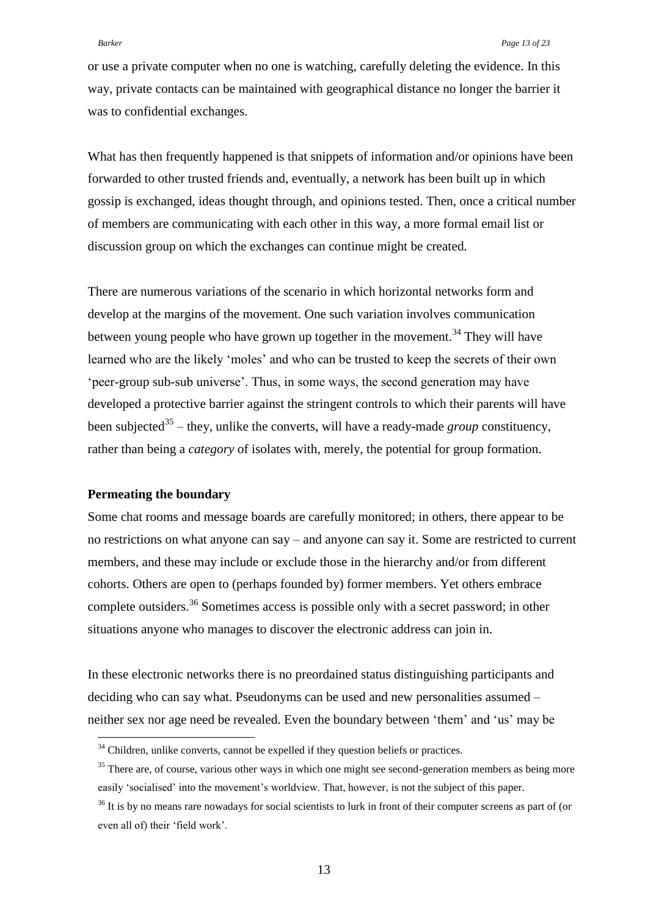or use a private computer when no one is watching, carefully deleting the evidence. In this way, private contacts can be maintained with geographical distance no longer the barrier it was to confidential exchanges.

What has then frequently happened is that snippets of information and/or opinions have been forwarded to other trusted friends and, eventually, a network has been built up in which gossip is exchanged, ideas thought through, and opinions tested. Then, once a critical number of members are communicating with each other in this way, a more formal email list or discussion group on which the exchanges can continue might be created.

There are numerous variations of the scenario in which horizontal networks form and develop at the margins of the movement. One such variation involves communication between young people who have grown up together in the movement.[34] They will have learned who are the likely 'moles' and who can be trusted to keep the secrets of their own 'peer-group sub-sub universe'. Thus, in some ways, the second generation may have developed a protective barrier against the stringent controls to which their parents will have been subjected[35] – they, unlike the converts, will have a ready-made *group* constituency, rather than being a *category* of isolates with, merely, the potential for group formation.

**Permeating the boundary**

Some chat rooms and message boards are carefully monitored; in others, there appear to be no restrictions on what anyone can say – and anyone can say it. Some are restricted to current members, and these may include or exclude those in the hierarchy and/or from different cohorts. Others are open to (perhaps founded by) former members. Yet others embrace complete outsiders.[36] Sometimes access is possible only with a secret password; in other situations anyone who manages to discover the electronic address can join in.

In these electronic networks there is no preordained status distinguishing participants and deciding who can say what. Pseudonyms can be used and new personalities assumed – neither sex nor age need be revealed. Even the boundary between 'them' and 'us' may be

[34] Children, unlike converts, cannot be expelled if they question beliefs or practices.

[35] There are, of course, various other ways in which one might see second-generation members as being more easily 'socialised' into the movement's worldview. That, however, is not the subject of this paper.

[36] It is by no means rare nowadays for social scientists to lurk in front of their computer screens as part of (or even all of) their 'field work'.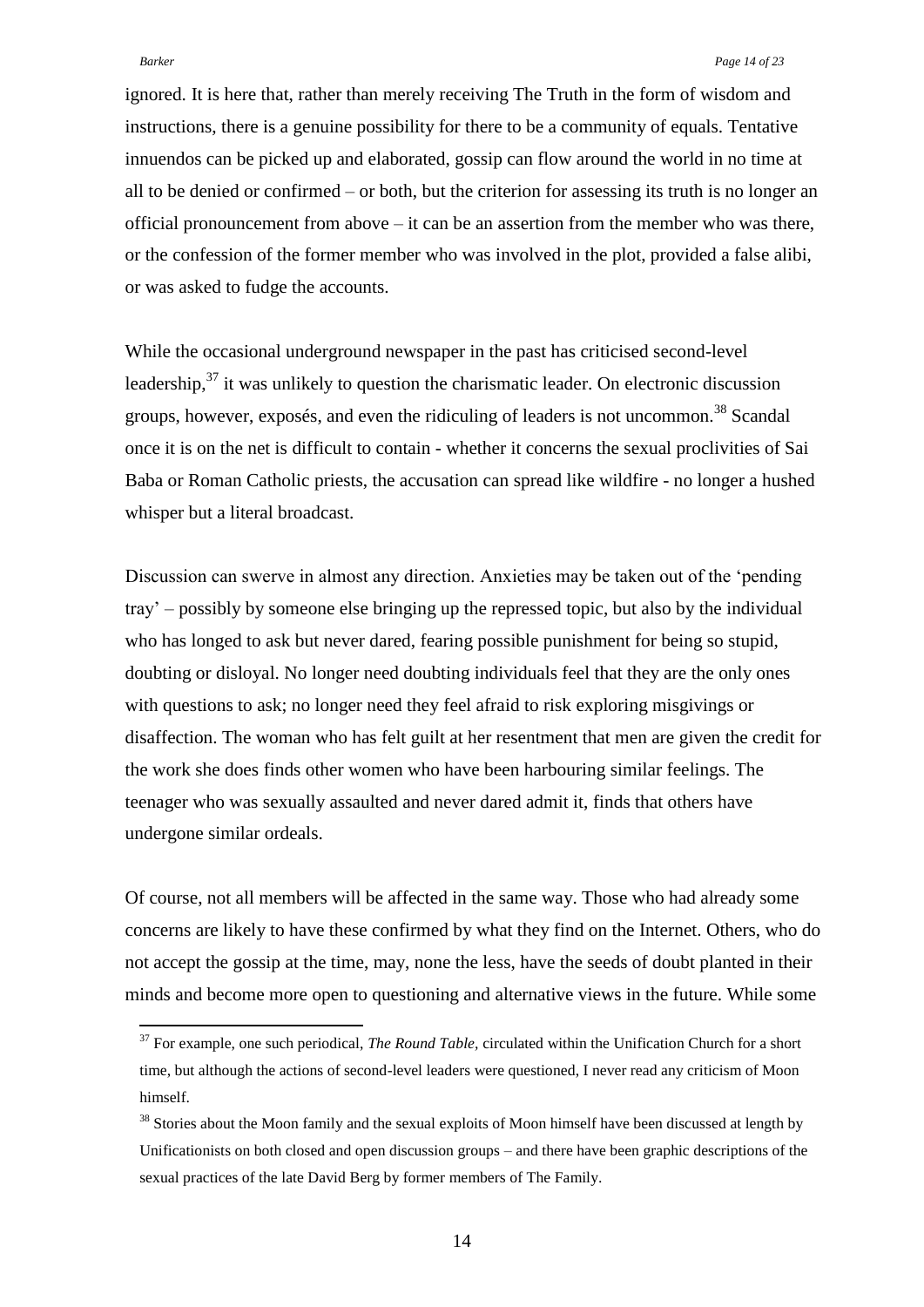ignored. It is here that, rather than merely receiving The Truth in the form of wisdom and instructions, there is a genuine possibility for there to be a community of equals. Tentative innuendos can be picked up and elaborated, gossip can flow around the world in no time at all to be denied or confirmed – or both, but the criterion for assessing its truth is no longer an official pronouncement from above – it can be an assertion from the member who was there, or the confession of the former member who was involved in the plot, provided a false alibi, or was asked to fudge the accounts.

While the occasional underground newspaper in the past has criticised second-level leadership,[37] it was unlikely to question the charismatic leader. On electronic discussion groups, however, exposés, and even the ridiculing of leaders is not uncommon.[38] Scandal once it is on the net is difficult to contain - whether it concerns the sexual proclivities of Sai Baba or Roman Catholic priests, the accusation can spread like wildfire - no longer a hushed whisper but a literal broadcast.

Discussion can swerve in almost any direction. Anxieties may be taken out of the 'pending tray' – possibly by someone else bringing up the repressed topic, but also by the individual who has longed to ask but never dared, fearing possible punishment for being so stupid, doubting or disloyal. No longer need doubting individuals feel that they are the only ones with questions to ask; no longer need they feel afraid to risk exploring misgivings or disaffection. The woman who has felt guilt at her resentment that men are given the credit for the work she does finds other women who have been harbouring similar feelings. The teenager who was sexually assaulted and never dared admit it, finds that others have undergone similar ordeals.

Of course, not all members will be affected in the same way. Those who had already some concerns are likely to have these confirmed by what they find on the Internet. Others, who do not accept the gossip at the time, may, none the less, have the seeds of doubt planted in their minds and become more open to questioning and alternative views in the future. While some

[37] For example, one such periodical, *The Round Table*, circulated within the Unification Church for a short time, but although the actions of second-level leaders were questioned, I never read any criticism of Moon himself.

[38] Stories about the Moon family and the sexual exploits of Moon himself have been discussed at length by Unificationists on both closed and open discussion groups – and there have been graphic descriptions of the sexual practices of the late David Berg by former members of The Family.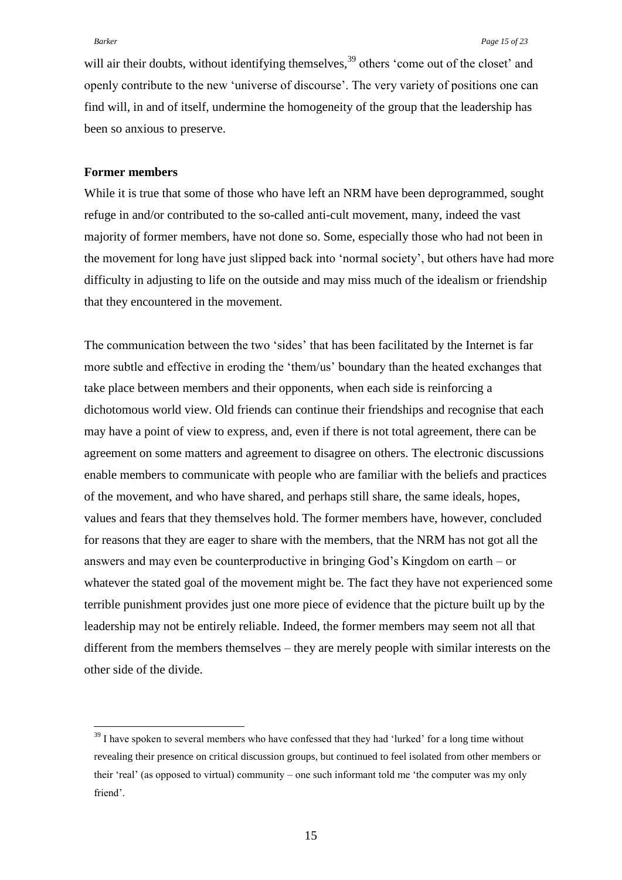will air their doubts, without identifying themselves,[39] others 'come out of the closet' and openly contribute to the new 'universe of discourse'. The very variety of positions one can find will, in and of itself, undermine the homogeneity of the group that the leadership has been so anxious to preserve.

**Former members**

While it is true that some of those who have left an NRM have been deprogrammed, sought refuge in and/or contributed to the so-called anti-cult movement, many, indeed the vast majority of former members, have not done so. Some, especially those who had not been in the movement for long have just slipped back into 'normal society', but others have had more difficulty in adjusting to life on the outside and may miss much of the idealism or friendship that they encountered in the movement.

The communication between the two 'sides' that has been facilitated by the Internet is far more subtle and effective in eroding the 'them/us' boundary than the heated exchanges that take place between members and their opponents, when each side is reinforcing a dichotomous world view. Old friends can continue their friendships and recognise that each may have a point of view to express, and, even if there is not total agreement, there can be agreement on some matters and agreement to disagree on others. The electronic discussions enable members to communicate with people who are familiar with the beliefs and practices of the movement, and who have shared, and perhaps still share, the same ideals, hopes, values and fears that they themselves hold. The former members have, however, concluded for reasons that they are eager to share with the members, that the NRM has not got all the answers and may even be counterproductive in bringing God's Kingdom on earth – or whatever the stated goal of the movement might be. The fact they have not experienced some terrible punishment provides just one more piece of evidence that the picture built up by the leadership may not be entirely reliable. Indeed, the former members may seem not all that different from the members themselves – they are merely people with similar interests on the other side of the divide.

[39] I have spoken to several members who have confessed that they had 'lurked' for a long time without revealing their presence on critical discussion groups, but continued to feel isolated from other members or their 'real' (as opposed to virtual) community – one such informant told me 'the computer was my only friend'.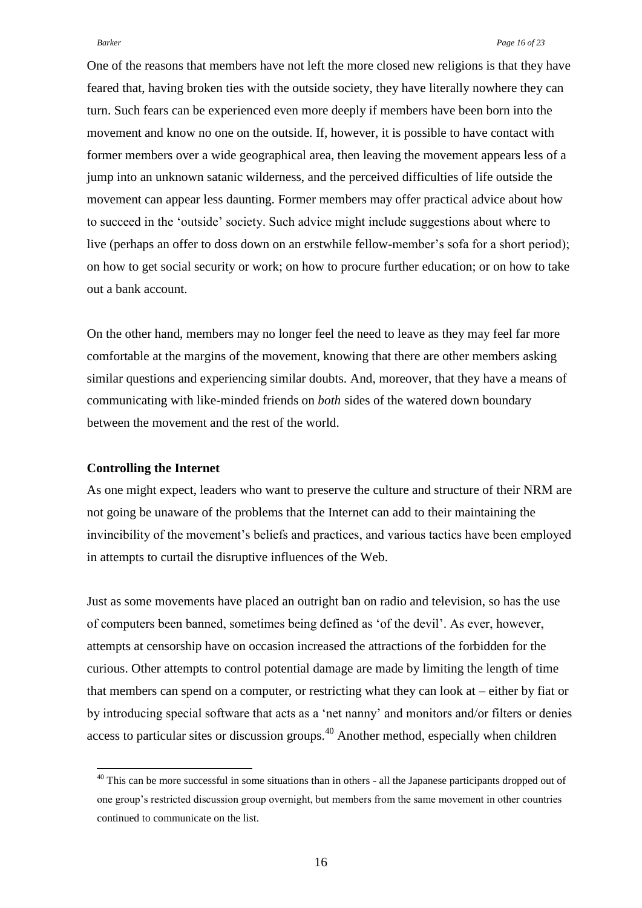One of the reasons that members have not left the more closed new religions is that they have feared that, having broken ties with the outside society, they have literally nowhere they can turn. Such fears can be experienced even more deeply if members have been born into the movement and know no one on the outside. If, however, it is possible to have contact with former members over a wide geographical area, then leaving the movement appears less of a jump into an unknown satanic wilderness, and the perceived difficulties of life outside the movement can appear less daunting. Former members may offer practical advice about how to succeed in the 'outside' society. Such advice might include suggestions about where to live (perhaps an offer to doss down on an erstwhile fellow-member's sofa for a short period); on how to get social security or work; on how to procure further education; or on how to take out a bank account.

On the other hand, members may no longer feel the need to leave as they may feel far more comfortable at the margins of the movement, knowing that there are other members asking similar questions and experiencing similar doubts. And, moreover, that they have a means of communicating with like-minded friends on *both* sides of the watered down boundary between the movement and the rest of the world.

**Controlling the Internet**

As one might expect, leaders who want to preserve the culture and structure of their NRM are not going be unaware of the problems that the Internet can add to their maintaining the invincibility of the movement's beliefs and practices, and various tactics have been employed in attempts to curtail the disruptive influences of the Web.

Just as some movements have placed an outright ban on radio and television, so has the use of computers been banned, sometimes being defined as 'of the devil'. As ever, however, attempts at censorship have on occasion increased the attractions of the forbidden for the curious. Other attempts to control potential damage are made by limiting the length of time that members can spend on a computer, or restricting what they can look at – either by fiat or by introducing special software that acts as a 'net nanny' and monitors and/or filters or denies access to particular sites or discussion groups.[40] Another method, especially when children

[40] This can be more successful in some situations than in others - all the Japanese participants dropped out of one group's restricted discussion group overnight, but members from the same movement in other countries continued to communicate on the list.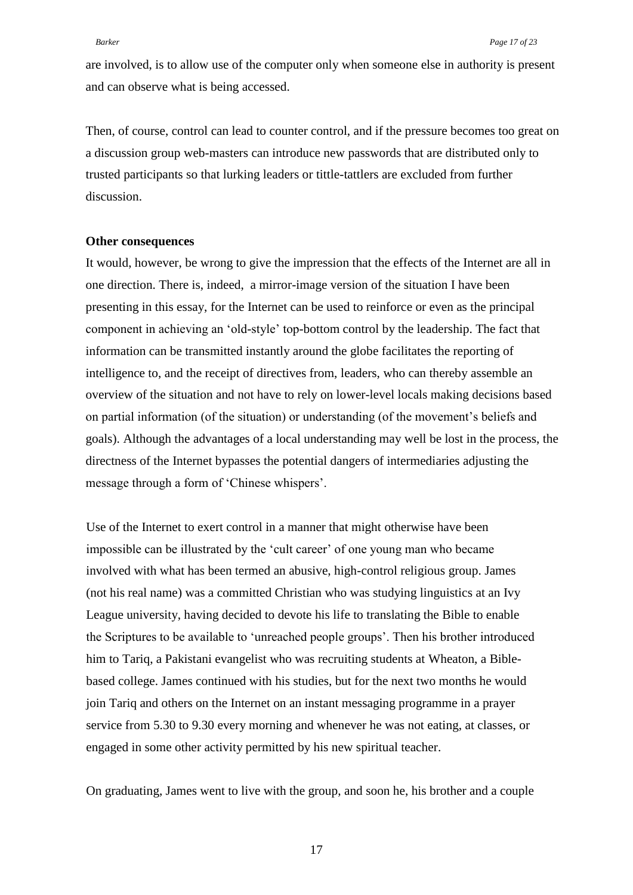are involved, is to allow use of the computer only when someone else in authority is present and can observe what is being accessed.

Then, of course, control can lead to counter control, and if the pressure becomes too great on a discussion group web-masters can introduce new passwords that are distributed only to trusted participants so that lurking leaders or tittle-tattlers are excluded from further discussion.

**Other consequences**

It would, however, be wrong to give the impression that the effects of the Internet are all in one direction. There is, indeed, a mirror-image version of the situation I have been presenting in this essay, for the Internet can be used to reinforce or even as the principal component in achieving an 'old-style' top-bottom control by the leadership. The fact that information can be transmitted instantly around the globe facilitates the reporting of intelligence to, and the receipt of directives from, leaders, who can thereby assemble an overview of the situation and not have to rely on lower-level locals making decisions based on partial information (of the situation) or understanding (of the movement's beliefs and goals). Although the advantages of a local understanding may well be lost in the process, the directness of the Internet bypasses the potential dangers of intermediaries adjusting the message through a form of 'Chinese whispers'.

Use of the Internet to exert control in a manner that might otherwise have been impossible can be illustrated by the 'cult career' of one young man who became involved with what has been termed an abusive, high-control religious group. James (not his real name) was a committed Christian who was studying linguistics at an Ivy League university, having decided to devote his life to translating the Bible to enable the Scriptures to be available to 'unreached people groups'. Then his brother introduced him to Tariq, a Pakistani evangelist who was recruiting students at Wheaton, a Bible-based college. James continued with his studies, but for the next two months he would join Tariq and others on the Internet on an instant messaging programme in a prayer service from 5.30 to 9.30 every morning and whenever he was not eating, at classes, or engaged in some other activity permitted by his new spiritual teacher.

On graduating, James went to live with the group, and soon he, his brother and a couple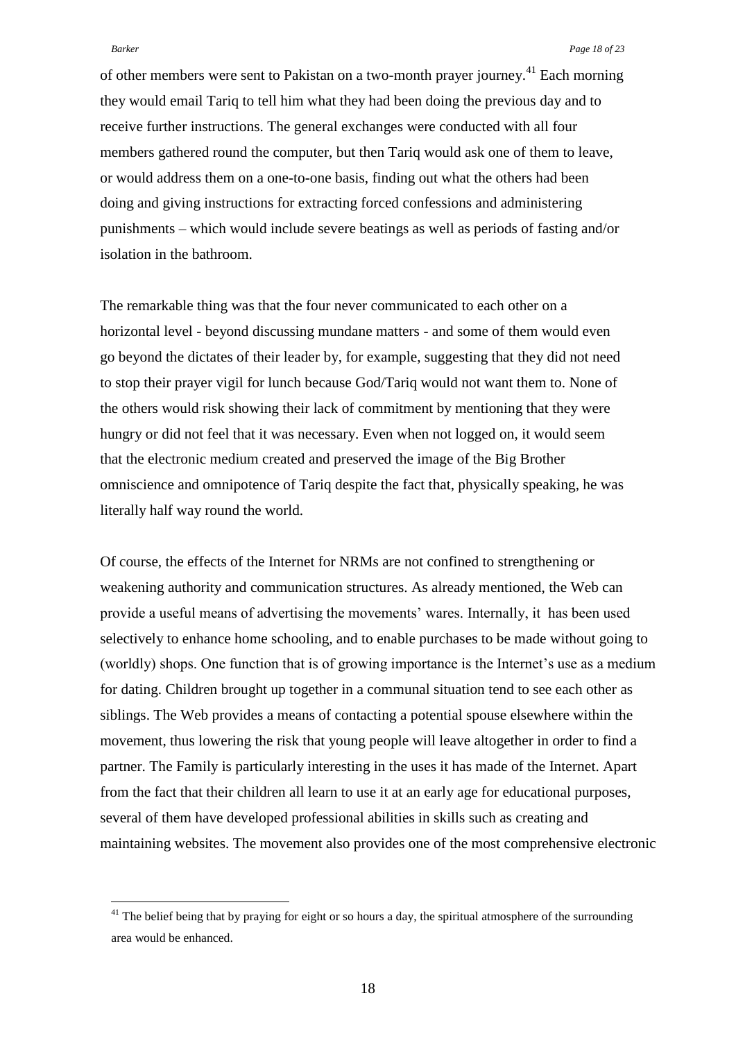of other members were sent to Pakistan on a two-month prayer journey.[41] Each morning they would email Tariq to tell him what they had been doing the previous day and to receive further instructions. The general exchanges were conducted with all four members gathered round the computer, but then Tariq would ask one of them to leave, or would address them on a one-to-one basis, finding out what the others had been doing and giving instructions for extracting forced confessions and administering punishments – which would include severe beatings as well as periods of fasting and/or isolation in the bathroom.

The remarkable thing was that the four never communicated to each other on a horizontal level - beyond discussing mundane matters - and some of them would even go beyond the dictates of their leader by, for example, suggesting that they did not need to stop their prayer vigil for lunch because God/Tariq would not want them to. None of the others would risk showing their lack of commitment by mentioning that they were hungry or did not feel that it was necessary. Even when not logged on, it would seem that the electronic medium created and preserved the image of the Big Brother omniscience and omnipotence of Tariq despite the fact that, physically speaking, he was literally half way round the world.

Of course, the effects of the Internet for NRMs are not confined to strengthening or weakening authority and communication structures. As already mentioned, the Web can provide a useful means of advertising the movements' wares. Internally, it has been used selectively to enhance home schooling, and to enable purchases to be made without going to (worldly) shops. One function that is of growing importance is the Internet's use as a medium for dating. Children brought up together in a communal situation tend to see each other as siblings. The Web provides a means of contacting a potential spouse elsewhere within the movement, thus lowering the risk that young people will leave altogether in order to find a partner. The Family is particularly interesting in the uses it has made of the Internet. Apart from the fact that their children all learn to use it at an early age for educational purposes, several of them have developed professional abilities in skills such as creating and maintaining websites. The movement also provides one of the most comprehensive electronic

[41] The belief being that by praying for eight or so hours a day, the spiritual atmosphere of the surrounding area would be enhanced.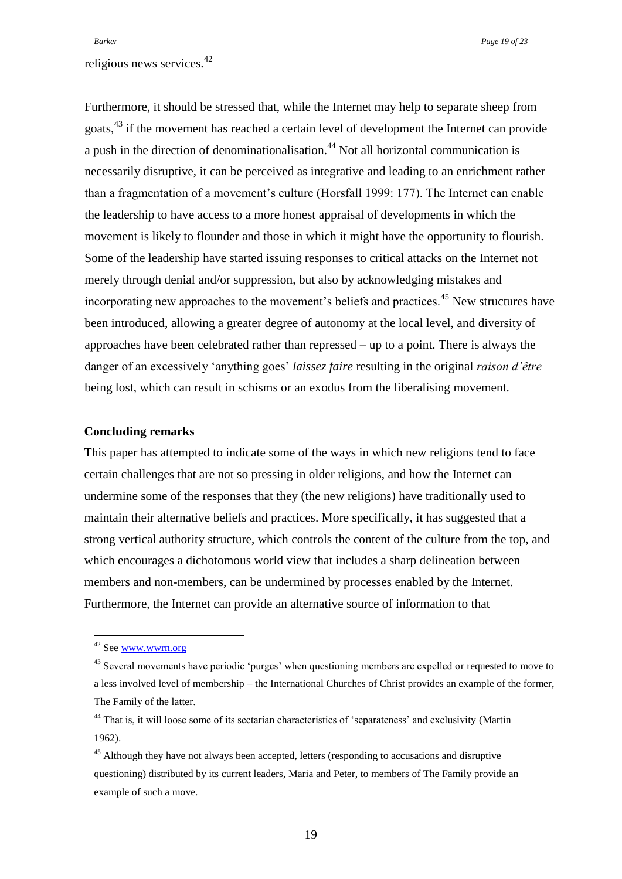religious news services.[42]

Furthermore, it should be stressed that, while the Internet may help to separate sheep from goats,[43] if the movement has reached a certain level of development the Internet can provide a push in the direction of denominationalisation.[44] Not all horizontal communication is necessarily disruptive, it can be perceived as integrative and leading to an enrichment rather than a fragmentation of a movement's culture (Horsfall 1999: 177). The Internet can enable the leadership to have access to a more honest appraisal of developments in which the movement is likely to flounder and those in which it might have the opportunity to flourish. Some of the leadership have started issuing responses to critical attacks on the Internet not merely through denial and/or suppression, but also by acknowledging mistakes and incorporating new approaches to the movement's beliefs and practices.[45] New structures have been introduced, allowing a greater degree of autonomy at the local level, and diversity of approaches have been celebrated rather than repressed – up to a point. There is always the danger of an excessively 'anything goes' *laissez faire* resulting in the original *raison d'être* being lost, which can result in schisms or an exodus from the liberalising movement.

**Concluding remarks**

This paper has attempted to indicate some of the ways in which new religions tend to face certain challenges that are not so pressing in older religions, and how the Internet can undermine some of the responses that they (the new religions) have traditionally used to maintain their alternative beliefs and practices. More specifically, it has suggested that a strong vertical authority structure, which controls the content of the culture from the top, and which encourages a dichotomous world view that includes a sharp delineation between members and non-members, can be undermined by processes enabled by the Internet. Furthermore, the Internet can provide an alternative source of information to that

---

[42] See www.wwrn.org

[43] Several movements have periodic 'purges' when questioning members are expelled or requested to move to a less involved level of membership – the International Churches of Christ provides an example of the former, The Family of the latter.

[44] That is, it will loose some of its sectarian characteristics of 'separateness' and exclusivity (Martin 1962).

[45] Although they have not always been accepted, letters (responding to accusations and disruptive questioning) distributed by its current leaders, Maria and Peter, to members of The Family provide an example of such a move.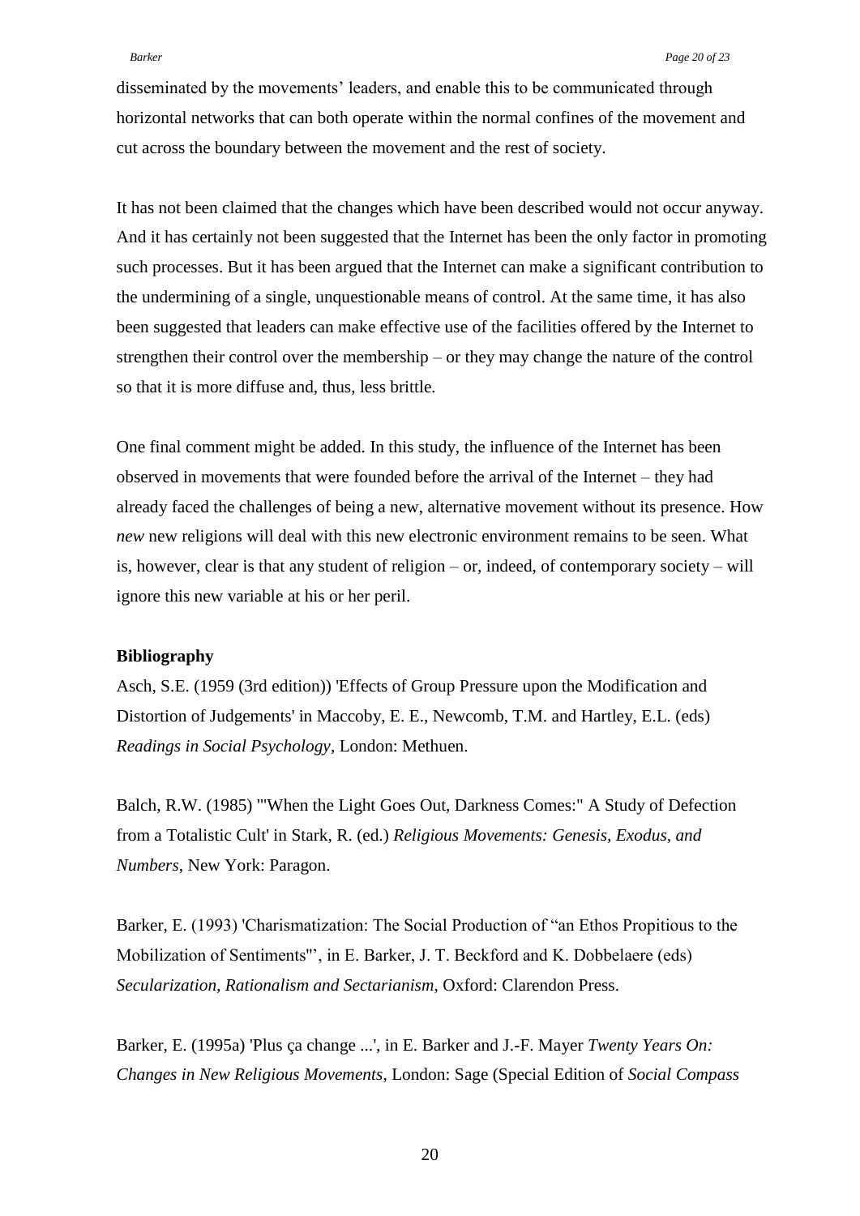disseminated by the movements' leaders, and enable this to be communicated through horizontal networks that can both operate within the normal confines of the movement and cut across the boundary between the movement and the rest of society.

It has not been claimed that the changes which have been described would not occur anyway. And it has certainly not been suggested that the Internet has been the only factor in promoting such processes. But it has been argued that the Internet can make a significant contribution to the undermining of a single, unquestionable means of control. At the same time, it has also been suggested that leaders can make effective use of the facilities offered by the Internet to strengthen their control over the membership – or they may change the nature of the control so that it is more diffuse and, thus, less brittle.

One final comment might be added. In this study, the influence of the Internet has been observed in movements that were founded before the arrival of the Internet – they had already faced the challenges of being a new, alternative movement without its presence. How *new* new religions will deal with this new electronic environment remains to be seen. What is, however, clear is that any student of religion – or, indeed, of contemporary society – will ignore this new variable at his or her peril.

**Bibliography**

Asch, S.E. (1959 (3rd edition)) 'Effects of Group Pressure upon the Modification and Distortion of Judgements' in Maccoby, E. E., Newcomb, T.M. and Hartley, E.L. (eds) *Readings in Social Psychology*, London: Methuen.

Balch, R.W. (1985) '"When the Light Goes Out, Darkness Comes:" A Study of Defection from a Totalistic Cult' in Stark, R. (ed.) *Religious Movements: Genesis, Exodus, and Numbers*, New York: Paragon.

Barker, E. (1993) 'Charismatization: The Social Production of "an Ethos Propitious to the Mobilization of Sentiments"', in E. Barker, J. T. Beckford and K. Dobbelaere (eds) *Secularization, Rationalism and Sectarianism*, Oxford: Clarendon Press.

Barker, E. (1995a) 'Plus ça change ...', in E. Barker and J.-F. Mayer *Twenty Years On: Changes in New Religious Movements*, London: Sage (Special Edition of *Social Compass*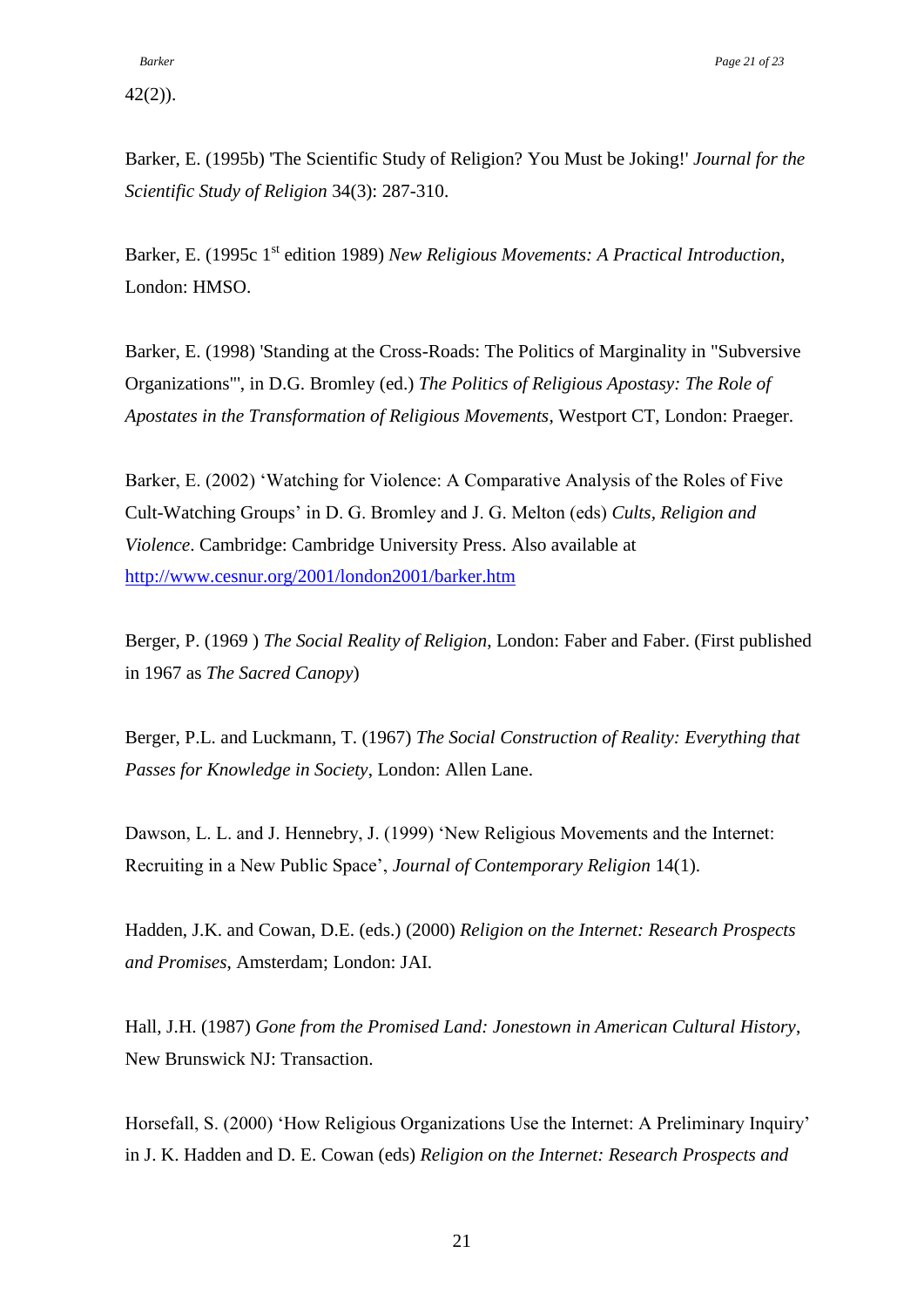42(2)).

Barker, E. (1995b) 'The Scientific Study of Religion? You Must be Joking!' *Journal for the Scientific Study of Religion* 34(3): 287-310.

Barker, E. (1995c 1st edition 1989) *New Religious Movements: A Practical Introduction*, London: HMSO.

Barker, E. (1998) 'Standing at the Cross-Roads: The Politics of Marginality in "Subversive Organizations"', in D.G. Bromley (ed.) *The Politics of Religious Apostasy: The Role of Apostates in the Transformation of Religious Movements*, Westport CT, London: Praeger.

Barker, E. (2002) 'Watching for Violence: A Comparative Analysis of the Roles of Five Cult-Watching Groups' in D. G. Bromley and J. G. Melton (eds) *Cults, Religion and Violence*. Cambridge: Cambridge University Press. Also available at http://www.cesnur.org/2001/london2001/barker.htm

Berger, P. (1969 ) *The Social Reality of Religion*, London: Faber and Faber. (First published in 1967 as *The Sacred Canopy*)

Berger, P.L. and Luckmann, T. (1967) *The Social Construction of Reality: Everything that Passes for Knowledge in Society*, London: Allen Lane.

Dawson, L. L. and J. Hennebry, J. (1999) 'New Religious Movements and the Internet: Recruiting in a New Public Space', *Journal of Contemporary Religion* 14(1).

Hadden, J.K. and Cowan, D.E. (eds.) (2000) *Religion on the Internet: Research Prospects and Promises*, Amsterdam; London: JAI.

Hall, J.H. (1987) *Gone from the Promised Land: Jonestown in American Cultural History*, New Brunswick NJ: Transaction.

Horsefall, S. (2000) 'How Religious Organizations Use the Internet: A Preliminary Inquiry' in J. K. Hadden and D. E. Cowan (eds) *Religion on the Internet: Research Prospects and*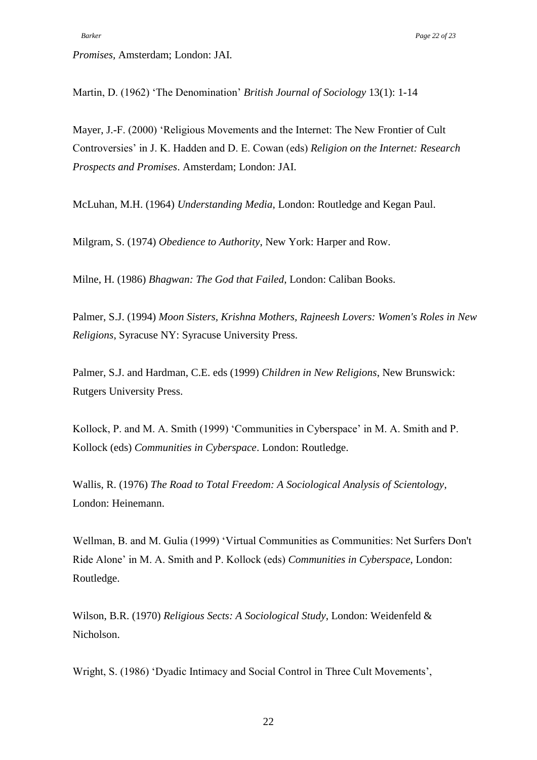*Promises*, Amsterdam; London: JAI.

Martin, D. (1962) 'The Denomination' *British Journal of Sociology* 13(1): 1-14

Mayer, J.-F. (2000) 'Religious Movements and the Internet: The New Frontier of Cult Controversies' in J. K. Hadden and D. E. Cowan (eds) *Religion on the Internet: Research Prospects and Promises*. Amsterdam; London: JAI.

McLuhan, M.H. (1964) *Understanding Media*, London: Routledge and Kegan Paul.

Milgram, S. (1974) *Obedience to Authority*, New York: Harper and Row.

Milne, H. (1986) *Bhagwan: The God that Failed*, London: Caliban Books.

Palmer, S.J. (1994) *Moon Sisters, Krishna Mothers, Rajneesh Lovers: Women's Roles in New Religions*, Syracuse NY: Syracuse University Press.

Palmer, S.J. and Hardman, C.E. eds (1999) *Children in New Religions*, New Brunswick: Rutgers University Press.

Kollock, P. and M. A. Smith (1999) 'Communities in Cyberspace' in M. A. Smith and P. Kollock (eds) *Communities in Cyberspace*. London: Routledge.

Wallis, R. (1976) *The Road to Total Freedom: A Sociological Analysis of Scientology*, London: Heinemann.

Wellman, B. and M. Gulia (1999) 'Virtual Communities as Communities: Net Surfers Don't Ride Alone' in M. A. Smith and P. Kollock (eds) *Communities in Cyberspace*, London: Routledge.

Wilson, B.R. (1970) *Religious Sects: A Sociological Study*, London: Weidenfeld & Nicholson.

Wright, S. (1986) 'Dyadic Intimacy and Social Control in Three Cult Movements',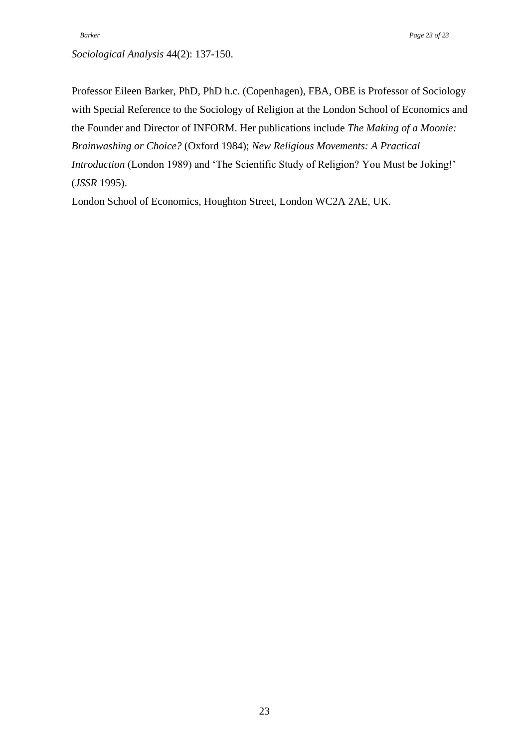*Sociological Analysis* 44(2): 137-150.

Professor Eileen Barker, PhD, PhD h.c. (Copenhagen), FBA, OBE is Professor of Sociology with Special Reference to the Sociology of Religion at the London School of Economics and the Founder and Director of INFORM. Her publications include *The Making of a Moonie: Brainwashing or Choice?* (Oxford 1984); *New Religious Movements: A Practical Introduction* (London 1989) and 'The Scientific Study of Religion? You Must be Joking!' (*JSSR* 1995).

London School of Economics, Houghton Street, London WC2A 2AE, UK.